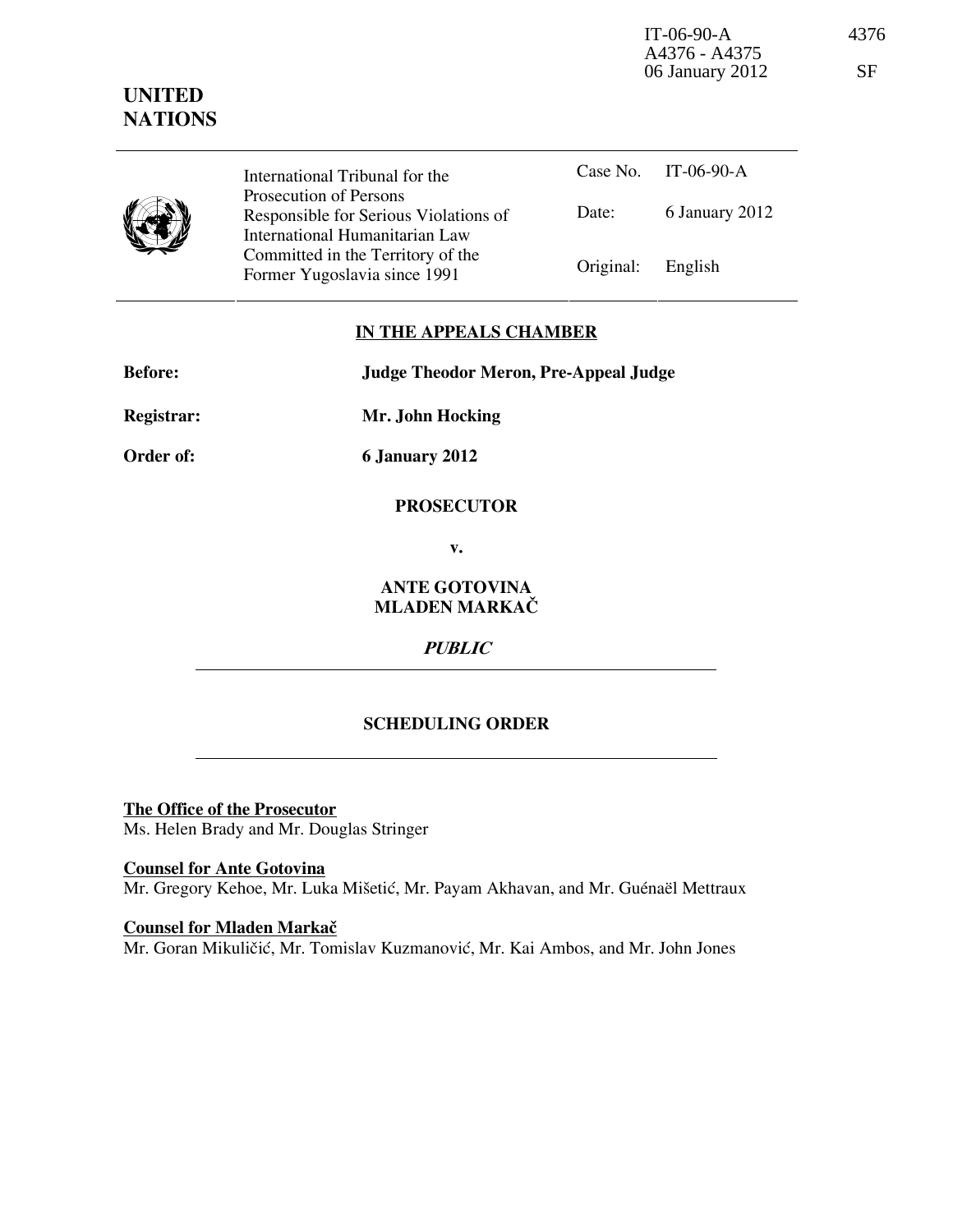IT-06-90-A 4376
A4376 - A4375
06 January 2012 SF

**UNITED NATIONS**

| International Tribunal for the Prosecution of Persons Responsible for Serious Violations of International Humanitarian Law Committed in the Territory of the Former Yugoslavia since 1991 | Case No. | IT-06-90-A |
|---|---|---|
| | Date: | 6 January 2012 |
| | Original: | English |

**IN THE APPEALS CHAMBER**

**Before:** **Judge Theodor Meron, Pre-Appeal Judge**

**Registrar:** **Mr. John Hocking**

**Order of:** **6 January 2012**

**PROSECUTOR**

**v.**

**ANTE GOTOVINA**
**MLADEN MARKAČ**

***PUBLIC***

**SCHEDULING ORDER**

**The Office of the Prosecutor**
Ms. Helen Brady and Mr. Douglas Stringer

**Counsel for Ante Gotovina**
Mr. Gregory Kehoe, Mr. Luka Mišetić, Mr. Payam Akhavan, and Mr. Guénaël Mettraux

**Counsel for Mladen Markač**
Mr. Goran Mikuličić, Mr. Tomislav Kuzmanović, Mr. Kai Ambos, and Mr. John Jones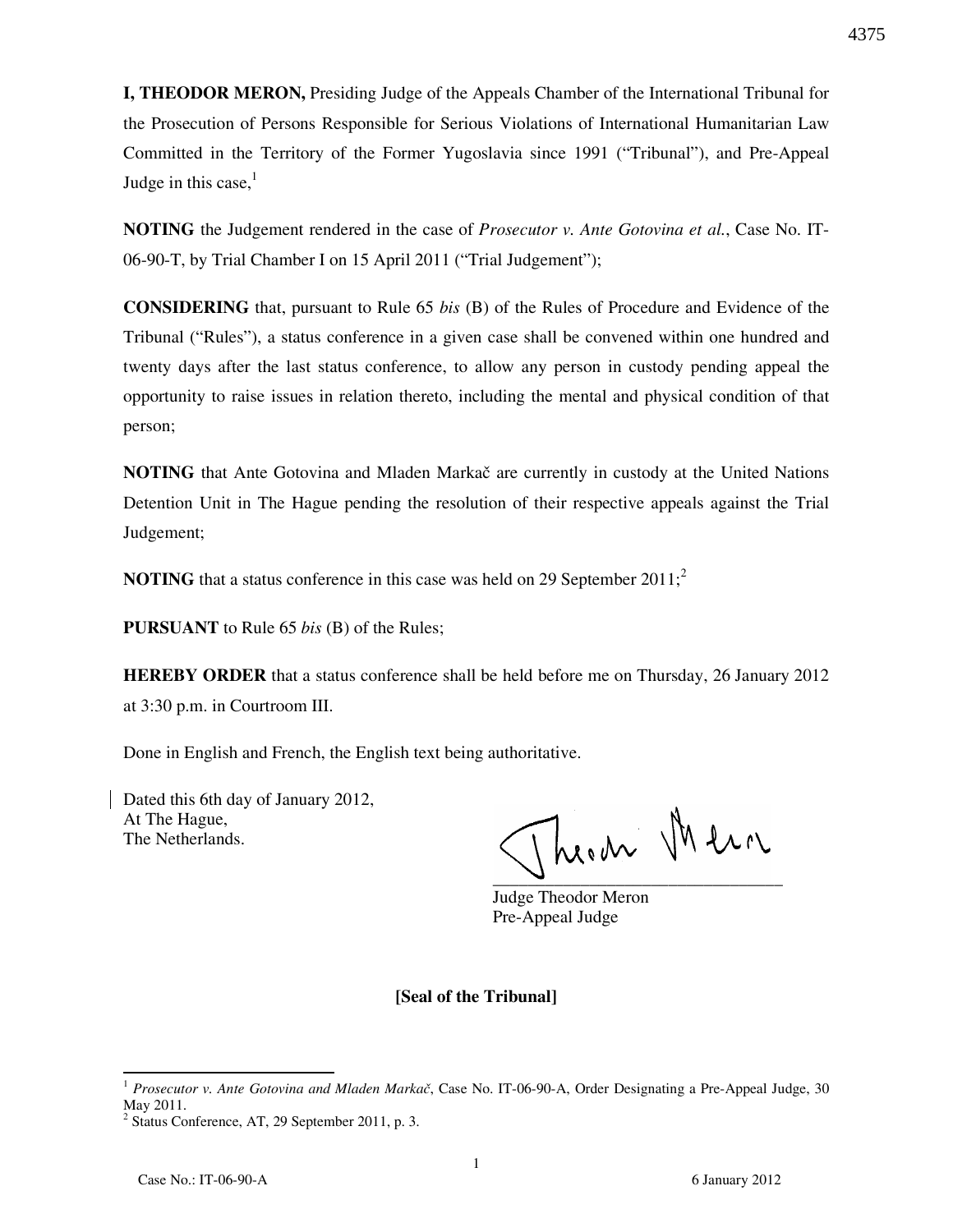**I, THEODOR MERON,** Presiding Judge of the Appeals Chamber of the International Tribunal for the Prosecution of Persons Responsible for Serious Violations of International Humanitarian Law Committed in the Territory of the Former Yugoslavia since 1991 ("Tribunal"), and Pre-Appeal Judge in this case,[1]

**NOTING** the Judgement rendered in the case of *Prosecutor v. Ante Gotovina et al.*, Case No. IT-06-90-T, by Trial Chamber I on 15 April 2011 ("Trial Judgement");

**CONSIDERING** that, pursuant to Rule 65 *bis* (B) of the Rules of Procedure and Evidence of the Tribunal ("Rules"), a status conference in a given case shall be convened within one hundred and twenty days after the last status conference, to allow any person in custody pending appeal the opportunity to raise issues in relation thereto, including the mental and physical condition of that person;

**NOTING** that Ante Gotovina and Mladen Markač are currently in custody at the United Nations Detention Unit in The Hague pending the resolution of their respective appeals against the Trial Judgement;

**NOTING** that a status conference in this case was held on 29 September 2011;[2]

**PURSUANT** to Rule 65 *bis* (B) of the Rules;

**HEREBY ORDER** that a status conference shall be held before me on Thursday, 26 January 2012 at 3:30 p.m. in Courtroom III.

Done in English and French, the English text being authoritative.

Dated this 6th day of January 2012,
At The Hague,
The Netherlands.

Judge Theodor Meron
Pre-Appeal Judge

**[Seal of the Tribunal]**

---

[1] *Prosecutor v. Ante Gotovina and Mladen Markač*, Case No. IT-06-90-A, Order Designating a Pre-Appeal Judge, 30 May 2011.

[2] Status Conference, AT, 29 September 2011, p. 3.